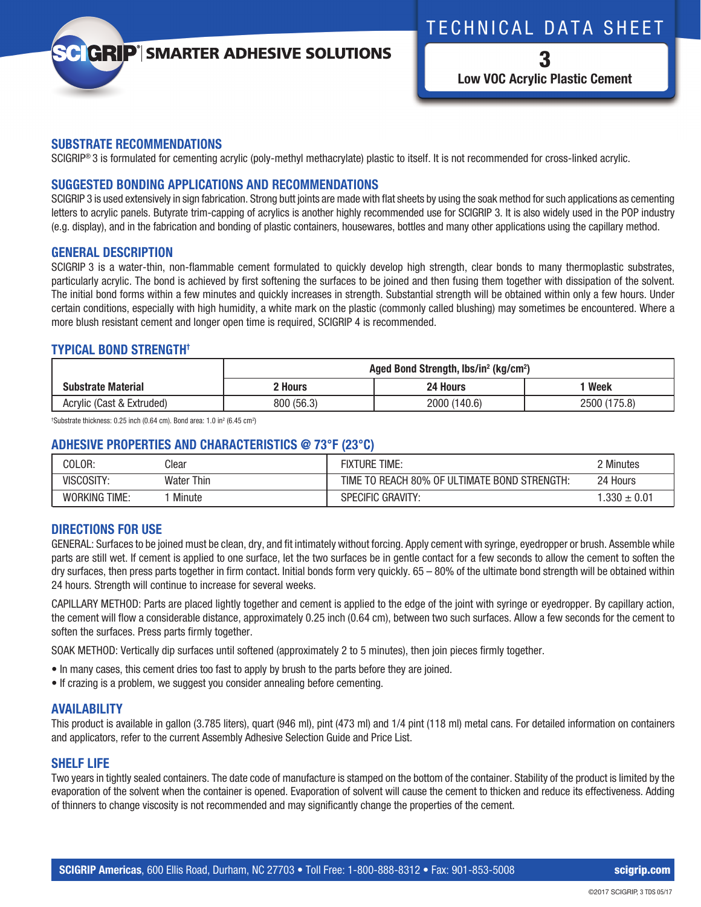SCIGRIP® | SMARTER ADHESIVE SOLUTIONS

# TECHNICAL DATA SHEET

## 3

## Low VOC Acrylic Plastic Cement

### SUBSTRATE RECOMMENDATIONS

SCIGRIP® 3 is formulated for cementing acrylic (poly-methyl methacrylate) plastic to itself. It is not recommended for cross-linked acrylic.

### SUGGESTED BONDING APPLICATIONS AND RECOMMENDATIONS

SCIGRIP 3 is used extensively in sign fabrication. Strong butt joints are made with flat sheets by using the soak method for such applications as cementing letters to acrylic panels. Butyrate trim-capping of acrylics is another highly recommended use for SCIGRIP 3. It is also widely used in the POP industry (e.g. display), and in the fabrication and bonding of plastic containers, housewares, bottles and many other applications using the capillary method.

### GENERAL DESCRIPTION

SCIGRIP 3 is a water-thin, non-flammable cement formulated to quickly develop high strength, clear bonds to many thermoplastic substrates, particularly acrylic. The bond is achieved by first softening the surfaces to be joined and then fusing them together with dissipation of the solvent. The initial bond forms within a few minutes and quickly increases in strength. Substantial strength will be obtained within only a few hours. Under certain conditions, especially with high humidity, a white mark on the plastic (commonly called blushing) may sometimes be encountered. Where a more blush resistant cement and longer open time is required, SCIGRIP 4 is recommended.

### TYPICAL BOND STRENGTH†

| Substrate Material | Aged Bond Strength, lbs/in² (kg/cm²) | | |
|---|---|---|---|
| | 2 Hours | 24 Hours | 1 Week |
| Acrylic (Cast & Extruded) | 800 (56.3) | 2000 (140.6) | 2500 (175.8) |

†Substrate thickness: 0.25 inch (0.64 cm). Bond area: 1.0 in² (6.45 cm²)

### ADHESIVE PROPERTIES AND CHARACTERISTICS @ 73°F (23°C)

| | | | |
|---|---|---|---|
| COLOR: | Clear | FIXTURE TIME: | 2 Minutes |
| VISCOSITY: | Water Thin | TIME TO REACH 80% OF ULTIMATE BOND STRENGTH: | 24 Hours |
| WORKING TIME: | 1 Minute | SPECIFIC GRAVITY: | 1.330 ± 0.01 |

### DIRECTIONS FOR USE

GENERAL: Surfaces to be joined must be clean, dry, and fit intimately without forcing. Apply cement with syringe, eyedropper or brush. Assemble while parts are still wet. If cement is applied to one surface, let the two surfaces be in gentle contact for a few seconds to allow the cement to soften the dry surfaces, then press parts together in firm contact. Initial bonds form very quickly. 65 – 80% of the ultimate bond strength will be obtained within 24 hours. Strength will continue to increase for several weeks.

CAPILLARY METHOD: Parts are placed lightly together and cement is applied to the edge of the joint with syringe or eyedropper. By capillary action, the cement will flow a considerable distance, approximately 0.25 inch (0.64 cm), between two such surfaces. Allow a few seconds for the cement to soften the surfaces. Press parts firmly together.

SOAK METHOD: Vertically dip surfaces until softened (approximately 2 to 5 minutes), then join pieces firmly together.

- In many cases, this cement dries too fast to apply by brush to the parts before they are joined.
- If crazing is a problem, we suggest you consider annealing before cementing.

### AVAILABILITY

This product is available in gallon (3.785 liters), quart (946 ml), pint (473 ml) and 1/4 pint (118 ml) metal cans. For detailed information on containers and applicators, refer to the current Assembly Adhesive Selection Guide and Price List.

### SHELF LIFE

Two years in tightly sealed containers. The date code of manufacture is stamped on the bottom of the container. Stability of the product is limited by the evaporation of the solvent when the container is opened. Evaporation of solvent will cause the cement to thicken and reduce its effectiveness. Adding of thinners to change viscosity is not recommended and may significantly change the properties of the cement.

**SCIGRIP Americas**, 600 Ellis Road, Durham, NC 27703 • Toll Free: 1-800-888-8312 • Fax: 901-853-5008 **scigrip.com**

©2017 SCIGRIP, 3 TDS 05/17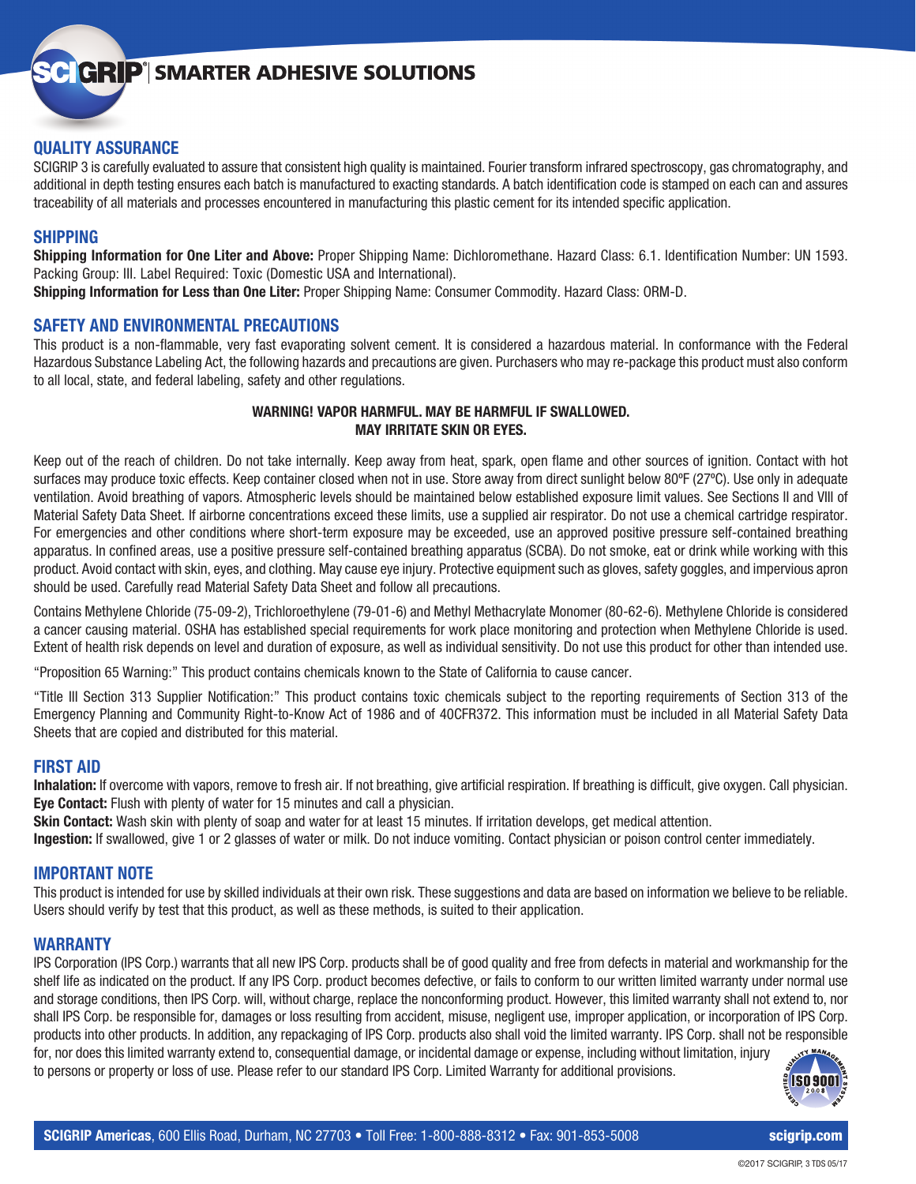## QUALITY ASSURANCE

SCIGRIP 3 is carefully evaluated to assure that consistent high quality is maintained. Fourier transform infrared spectroscopy, gas chromatography, and additional in depth testing ensures each batch is manufactured to exacting standards. A batch identification code is stamped on each can and assures traceability of all materials and processes encountered in manufacturing this plastic cement for its intended specific application.

## SHIPPING

**Shipping Information for One Liter and Above:** Proper Shipping Name: Dichloromethane. Hazard Class: 6.1. Identification Number: UN 1593. Packing Group: III. Label Required: Toxic (Domestic USA and International).

**Shipping Information for Less than One Liter:** Proper Shipping Name: Consumer Commodity. Hazard Class: ORM-D.

## SAFETY AND ENVIRONMENTAL PRECAUTIONS

This product is a non-flammable, very fast evaporating solvent cement. It is considered a hazardous material. In conformance with the Federal Hazardous Substance Labeling Act, the following hazards and precautions are given. Purchasers who may re-package this product must also conform to all local, state, and federal labeling, safety and other regulations.

**WARNING! VAPOR HARMFUL. MAY BE HARMFUL IF SWALLOWED. MAY IRRITATE SKIN OR EYES.**

Keep out of the reach of children. Do not take internally. Keep away from heat, spark, open flame and other sources of ignition. Contact with hot surfaces may produce toxic effects. Keep container closed when not in use. Store away from direct sunlight below 80ºF (27ºC). Use only in adequate ventilation. Avoid breathing of vapors. Atmospheric levels should be maintained below established exposure limit values. See Sections II and VIII of Material Safety Data Sheet. If airborne concentrations exceed these limits, use a supplied air respirator. Do not use a chemical cartridge respirator. For emergencies and other conditions where short-term exposure may be exceeded, use an approved positive pressure self-contained breathing apparatus. In confined areas, use a positive pressure self-contained breathing apparatus (SCBA). Do not smoke, eat or drink while working with this product. Avoid contact with skin, eyes, and clothing. May cause eye injury. Protective equipment such as gloves, safety goggles, and impervious apron should be used. Carefully read Material Safety Data Sheet and follow all precautions.

Contains Methylene Chloride (75-09-2), Trichloroethylene (79-01-6) and Methyl Methacrylate Monomer (80-62-6). Methylene Chloride is considered a cancer causing material. OSHA has established special requirements for work place monitoring and protection when Methylene Chloride is used. Extent of health risk depends on level and duration of exposure, as well as individual sensitivity. Do not use this product for other than intended use.

"Proposition 65 Warning:" This product contains chemicals known to the State of California to cause cancer.

"Title III Section 313 Supplier Notification:" This product contains toxic chemicals subject to the reporting requirements of Section 313 of the Emergency Planning and Community Right-to-Know Act of 1986 and of 40CFR372. This information must be included in all Material Safety Data Sheets that are copied and distributed for this material.

## FIRST AID

**Inhalation:** If overcome with vapors, remove to fresh air. If not breathing, give artificial respiration. If breathing is difficult, give oxygen. Call physician.

**Eye Contact:** Flush with plenty of water for 15 minutes and call a physician.

**Skin Contact:** Wash skin with plenty of soap and water for at least 15 minutes. If irritation develops, get medical attention.

**Ingestion:** If swallowed, give 1 or 2 glasses of water or milk. Do not induce vomiting. Contact physician or poison control center immediately.

## IMPORTANT NOTE

This product is intended for use by skilled individuals at their own risk. These suggestions and data are based on information we believe to be reliable. Users should verify by test that this product, as well as these methods, is suited to their application.

## WARRANTY

IPS Corporation (IPS Corp.) warrants that all new IPS Corp. products shall be of good quality and free from defects in material and workmanship for the shelf life as indicated on the product. If any IPS Corp. product becomes defective, or fails to conform to our written limited warranty under normal use and storage conditions, then IPS Corp. will, without charge, replace the nonconforming product. However, this limited warranty shall not extend to, nor shall IPS Corp. be responsible for, damages or loss resulting from accident, misuse, negligent use, improper application, or incorporation of IPS Corp. products into other products. In addition, any repackaging of IPS Corp. products also shall void the limited warranty. IPS Corp. shall not be responsible for, nor does this limited warranty extend to, consequential damage, or incidental damage or expense, including without limitation, injury to persons or property or loss of use. Please refer to our standard IPS Corp. Limited Warranty for additional provisions.

**SCIGRIP Americas**, 600 Ellis Road, Durham, NC 27703 • Toll Free: 1-800-888-8312 • Fax: 901-853-5008 **scigrip.com**

©2017 SCIGRIP, 3 TDS 05/17